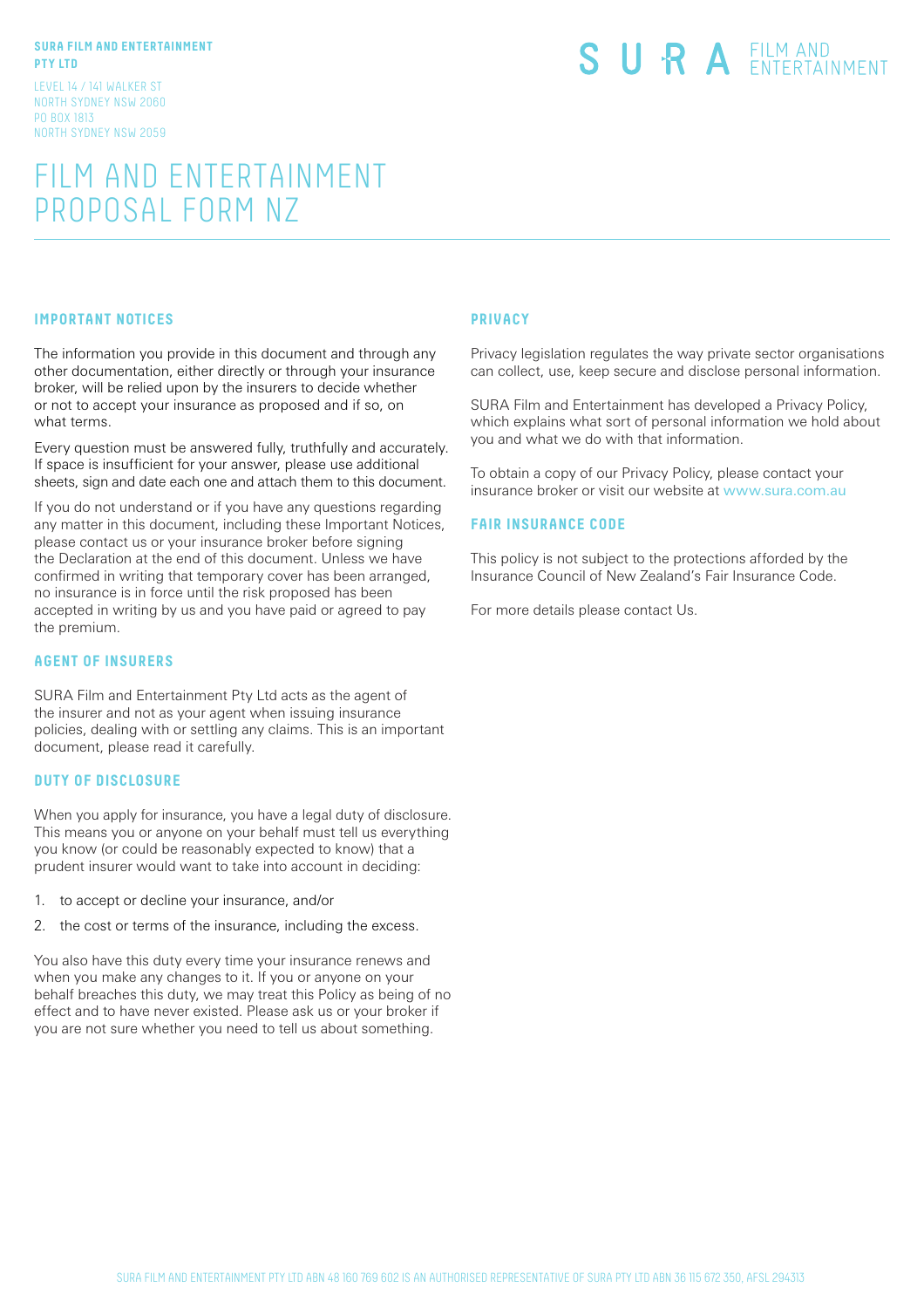**SURA FILM AND ENTERTAINMENT PTY LTD**

LEVEL 14 / 141 WALKER ST
NORTH SYDNEY NSW 2060
PO BOX 1813
NORTH SYDNEY NSW 2059

SURA FILM AND ENTERTAINMENT

# FILM AND ENTERTAINMENT PROPOSAL FORM NZ

## IMPORTANT NOTICES

The information you provide in this document and through any other documentation, either directly or through your insurance broker, will be relied upon by the insurers to decide whether or not to accept your insurance as proposed and if so, on what terms.

Every question must be answered fully, truthfully and accurately. If space is insufficient for your answer, please use additional sheets, sign and date each one and attach them to this document.

If you do not understand or if you have any questions regarding any matter in this document, including these Important Notices, please contact us or your insurance broker before signing the Declaration at the end of this document. Unless we have confirmed in writing that temporary cover has been arranged, no insurance is in force until the risk proposed has been accepted in writing by us and you have paid or agreed to pay the premium.

## AGENT OF INSURERS

SURA Film and Entertainment Pty Ltd acts as the agent of the insurer and not as your agent when issuing insurance policies, dealing with or settling any claims. This is an important document, please read it carefully.

## DUTY OF DISCLOSURE

When you apply for insurance, you have a legal duty of disclosure. This means you or anyone on your behalf must tell us everything you know (or could be reasonably expected to know) that a prudent insurer would want to take into account in deciding:

1. to accept or decline your insurance, and/or
2. the cost or terms of the insurance, including the excess.

You also have this duty every time your insurance renews and when you make any changes to it. If you or anyone on your behalf breaches this duty, we may treat this Policy as being of no effect and to have never existed. Please ask us or your broker if you are not sure whether you need to tell us about something.

## PRIVACY

Privacy legislation regulates the way private sector organisations can collect, use, keep secure and disclose personal information.

SURA Film and Entertainment has developed a Privacy Policy, which explains what sort of personal information we hold about you and what we do with that information.

To obtain a copy of our Privacy Policy, please contact your insurance broker or visit our website at www.sura.com.au

## FAIR INSURANCE CODE

This policy is not subject to the protections afforded by the Insurance Council of New Zealand's Fair Insurance Code.

For more details please contact Us.

SURA FILM AND ENTERTAINMENT PTY LTD ABN 48 160 769 602 IS AN AUTHORISED REPRESENTATIVE OF SURA PTY LTD ABN 36 115 672 350, AFSL 294313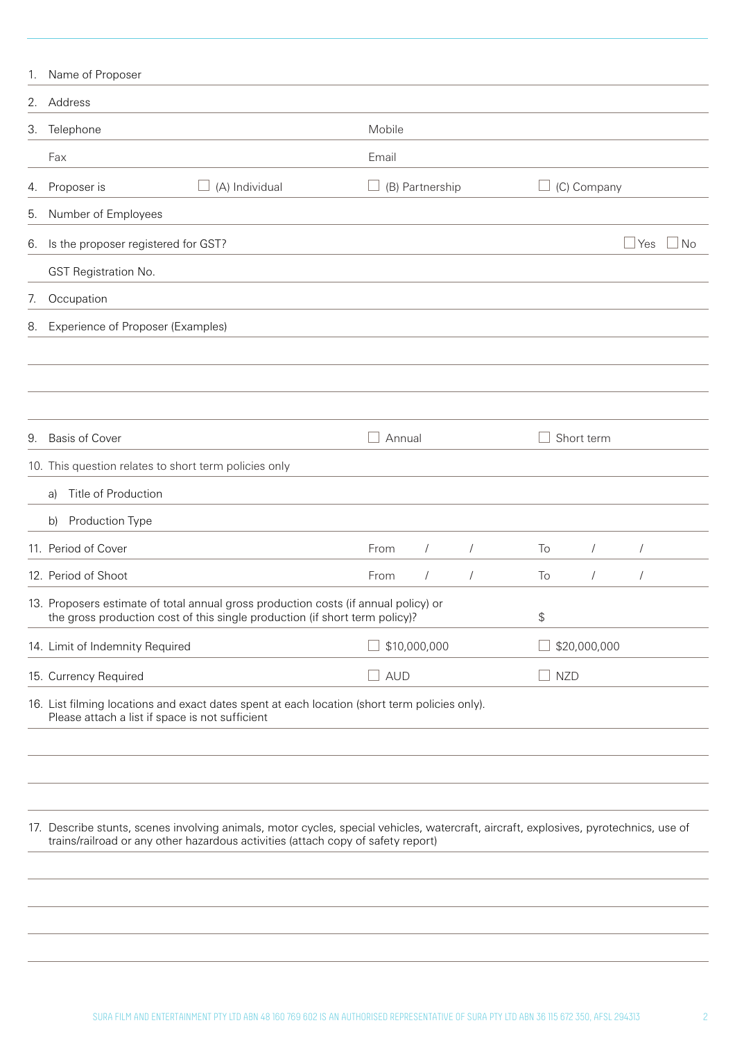1. Name of Proposer
2. Address
3. Telephone &nbsp;&nbsp;&nbsp;&nbsp; Mobile

   Fax &nbsp;&nbsp;&nbsp;&nbsp; Email

4. Proposer is &nbsp;&nbsp; ☐ (A) Individual &nbsp;&nbsp; ☐ (B) Partnership &nbsp;&nbsp; ☐ (C) Company
5. Number of Employees
6. Is the proposer registered for GST? &nbsp;&nbsp; ☐ Yes &nbsp; ☐ No

   GST Registration No.

7. Occupation
8. Experience of Proposer (Examples)

   &nbsp;

   &nbsp;

   &nbsp;

9. Basis of Cover &nbsp;&nbsp; ☐ Annual &nbsp;&nbsp; ☐ Short term
10. This question relates to short term policies only

    a) Title of Production

    b) Production Type

11. Period of Cover &nbsp;&nbsp; From &nbsp; / &nbsp; / &nbsp;&nbsp; To &nbsp; / &nbsp; /
12. Period of Shoot &nbsp;&nbsp; From &nbsp; / &nbsp; / &nbsp;&nbsp; To &nbsp; / &nbsp; /
13. Proposers estimate of total annual gross production costs (if annual policy) or the gross production cost of this single production (if short term policy)? &nbsp;&nbsp; $
14. Limit of Indemnity Required &nbsp;&nbsp; ☐ $10,000,000 &nbsp;&nbsp; ☐ $20,000,000
15. Currency Required &nbsp;&nbsp; ☐ AUD &nbsp;&nbsp; ☐ NZD
16. List filming locations and exact dates spent at each location (short term policies only). Please attach a list if space is not sufficient

    &nbsp;

    &nbsp;

    &nbsp;

17. Describe stunts, scenes involving animals, motor cycles, special vehicles, watercraft, aircraft, explosives, pyrotechnics, use of trains/railroad or any other hazardous activities (attach copy of safety report)

    &nbsp;

    &nbsp;

    &nbsp;

    &nbsp;

SURA FILM AND ENTERTAINMENT PTY LTD ABN 48 160 769 602 IS AN AUTHORISED REPRESENTATIVE OF SURA PTY LTD ABN 36 115 672 350, AFSL 294313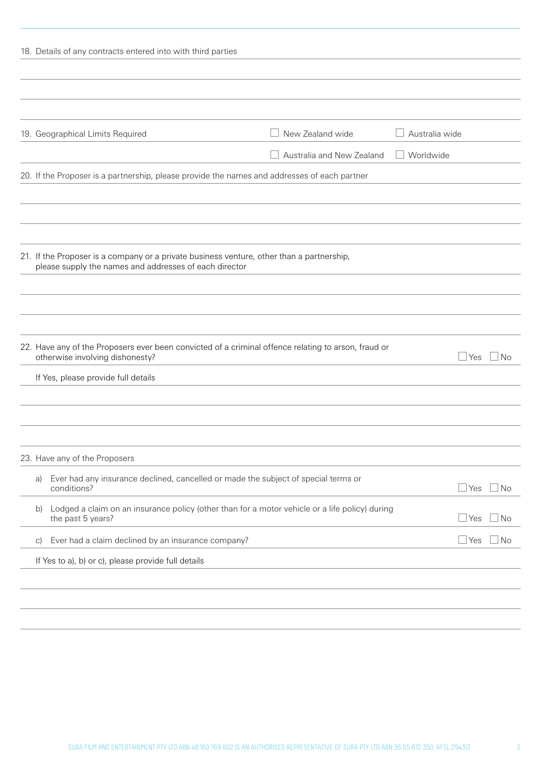18. Details of any contracts entered into with third parties

19. Geographical Limits Required

- ☐ New Zealand wide
- ☐ Australia wide
- ☐ Australia and New Zealand
- ☐ Worldwide

20. If the Proposer is a partnership, please provide the names and addresses of each partner

21. If the Proposer is a company or a private business venture, other than a partnership, please supply the names and addresses of each director

22. Have any of the Proposers ever been convicted of a criminal offence relating to arson, fraud or otherwise involving dishonesty? ☐ Yes ☐ No

If Yes, please provide full details

23. Have any of the Proposers

a) Ever had any insurance declined, cancelled or made the subject of special terms or conditions? ☐ Yes ☐ No

b) Lodged a claim on an insurance policy (other than for a motor vehicle or a life policy) during the past 5 years? ☐ Yes ☐ No

c) Ever had a claim declined by an insurance company? ☐ Yes ☐ No

If Yes to a), b) or c), please provide full details

SURA FILM AND ENTERTAINMENT PTY LTD ABN 48 160 769 602 IS AN AUTHORISED REPRESENTATIVE OF SURA PTY LTD ABN 36 115 672 350, AFSL 294313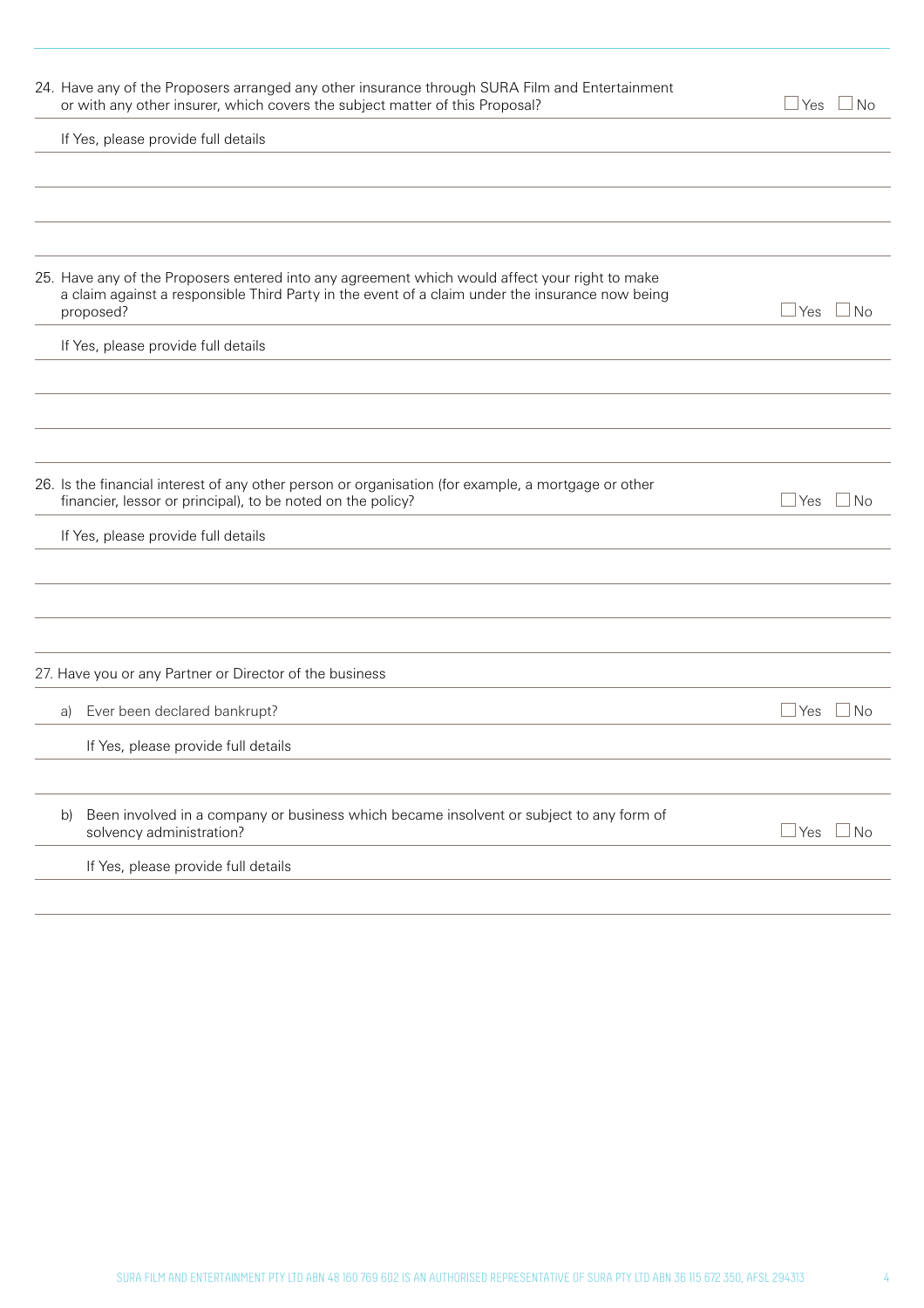24. Have any of the Proposers arranged any other insurance through SURA Film and Entertainment or with any other insurer, which covers the subject matter of this Proposal? ☐ Yes ☐ No

If Yes, please provide full details

25. Have any of the Proposers entered into any agreement which would affect your right to make a claim against a responsible Third Party in the event of a claim under the insurance now being proposed? ☐ Yes ☐ No

If Yes, please provide full details

26. Is the financial interest of any other person or organisation (for example, a mortgage or other financier, lessor or principal), to be noted on the policy? ☐ Yes ☐ No

If Yes, please provide full details

27. Have you or any Partner or Director of the business

a) Ever been declared bankrupt? ☐ Yes ☐ No

If Yes, please provide full details

b) Been involved in a company or business which became insolvent or subject to any form of solvency administration? ☐ Yes ☐ No

If Yes, please provide full details

SURA FILM AND ENTERTAINMENT PTY LTD ABN 48 160 769 602 IS AN AUTHORISED REPRESENTATIVE OF SURA PTY LTD ABN 36 115 672 350, AFSL 294313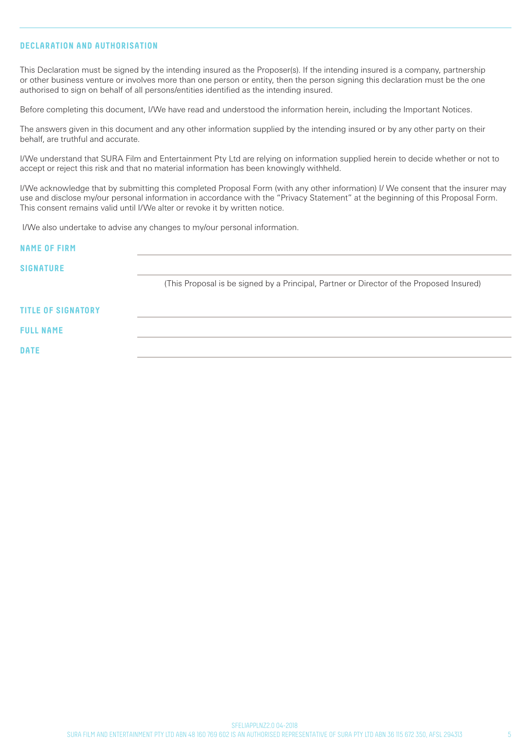## DECLARATION AND AUTHORISATION

This Declaration must be signed by the intending insured as the Proposer(s). If the intending insured is a company, partnership or other business venture or involves more than one person or entity, then the person signing this declaration must be the one authorised to sign on behalf of all persons/entities identified as the intending insured.

Before completing this document, I/We have read and understood the information herein, including the Important Notices.

The answers given in this document and any other information supplied by the intending insured or by any other party on their behalf, are truthful and accurate.

I/We understand that SURA Film and Entertainment Pty Ltd are relying on information supplied herein to decide whether or not to accept or reject this risk and that no material information has been knowingly withheld.

I/We acknowledge that by submitting this completed Proposal Form (with any other information) I/ We consent that the insurer may use and disclose my/our personal information in accordance with the "Privacy Statement" at the beginning of this Proposal Form. This consent remains valid until I/We alter or revoke it by written notice.

I/We also undertake to advise any changes to my/our personal information.

**NAME OF FIRM** ______________________________

**SIGNATURE** ______________________________

(This Proposal is be signed by a Principal, Partner or Director of the Proposed Insured)

**TITLE OF SIGNATORY** ______________________________

**FULL NAME** ______________________________

**DATE** ______________________________

SFELIAPPLNZ2.0 04-2018

SURA FILM AND ENTERTAINMENT PTY LTD ABN 48 160 769 602 IS AN AUTHORISED REPRESENTATIVE OF SURA PTY LTD ABN 36 115 672 350, AFSL 294313